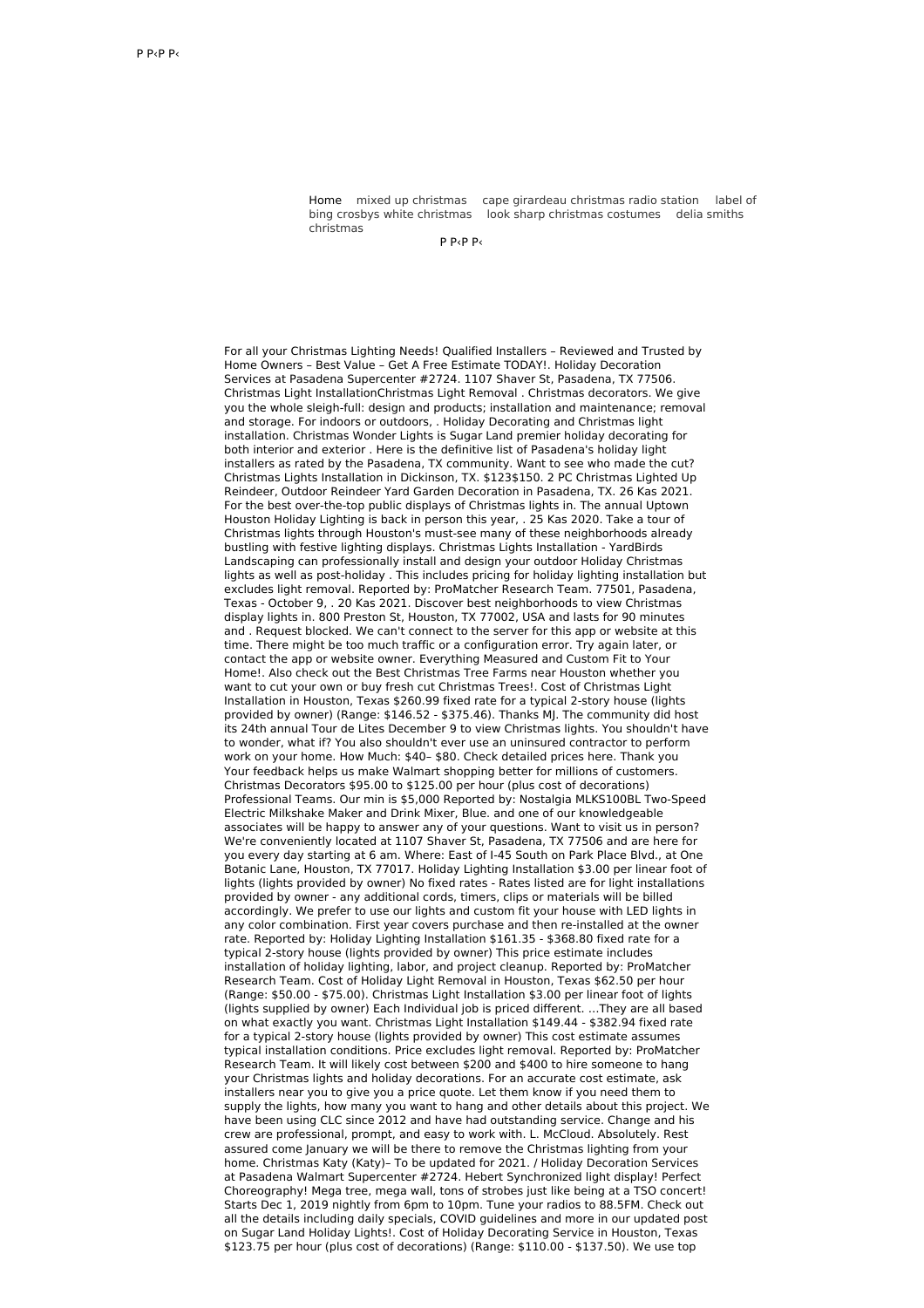Р Р‹Р Р‹

Home mixed up christmas cape girardeau christmas radio station label of bing crosbys white christmas look sharp christmas costumes delia smiths christmas

Р Р‹Р Р‹

For all your Christmas Lighting Needs! Qualified Installers – Reviewed and Trusted by Home Owners – Best Value – Get A Free Estimate TODAY!. Holiday Decoration Services at Pasadena Supercenter #2724. 1107 Shaver St, Pasadena, TX 77506. Christmas Light InstallationChristmas Light Removal . Christmas decorators. We give you the whole sleigh-full: design and products; installation and maintenance; removal and storage. For indoors or outdoors, . Holiday Decorating and Christmas light installation. Christmas Wonder Lights is Sugar Land premier holiday decorating for both interior and exterior . Here is the definitive list of Pasadena's holiday light installers as rated by the Pasadena, TX community. Want to see who made the cut? Christmas Lights Installation in Dickinson, TX. $123$150. 2 PC Christmas Lighted Up Reindeer, Outdoor Reindeer Yard Garden Decoration in Pasadena, TX. 26 Kas 2021. For the best over-the-top public displays of Christmas lights in. The annual Uptown Houston Holiday Lighting is back in person this year, . 25 Kas 2020. Take a tour of Christmas lights through Houston's must-see many of these neighborhoods already bustling with festive lighting displays. Christmas Lights Installation - YardBirds Landscaping can professionally install and design your outdoor Holiday Christmas lights as well as post-holiday . This includes pricing for holiday lighting installation but excludes light removal. Reported by: ProMatcher Research Team. 77501, Pasadena, Texas - October 9, . 20 Kas 2021. Discover best neighborhoods to view Christmas display lights in. 800 Preston St, Houston, TX 77002, USA and lasts for 90 minutes and . Request blocked. We can't connect to the server for this app or website at this time. There might be too much traffic or a configuration error. Try again later, or contact the app or website owner. Everything Measured and Custom Fit to Your Home!. Also check out the Best Christmas Tree Farms near Houston whether you want to cut your own or buy fresh cut Christmas Trees!. Cost of Christmas Light Installation in Houston, Texas $260.99 fixed rate for a typical 2-story house (lights provided by owner) (Range: $146.52 - $375.46). Thanks MJ. The community did host its 24th annual Tour de Lites December 9 to view Christmas lights. You shouldn't have to wonder, what if? You also shouldn't ever use an uninsured contractor to perform work on your home. How Much: $40– $80. Check detailed prices here. Thank you Your feedback helps us make Walmart shopping better for millions of customers. Christmas Decorators $95.00 to $125.00 per hour (plus cost of decorations) Professional Teams. Our min is $5,000 Reported by: Nostalgia MLKS100BL Two-Speed Electric Milkshake Maker and Drink Mixer, Blue. and one of our knowledgeable associates will be happy to answer any of your questions. Want to visit us in person? We're conveniently located at 1107 Shaver St, Pasadena, TX 77506 and are here for you every day starting at 6 am. Where: East of I-45 South on Park Place Blvd., at One Botanic Lane, Houston, TX 77017. Holiday Lighting Installation $3.00 per linear foot of lights (lights provided by owner) No fixed rates - Rates listed are for light installations provided by owner - any additional cords, timers, clips or materials will be billed accordingly. We prefer to use our lights and custom fit your house with LED lights in any color combination. First year covers purchase and then re-installed at the owner rate. Reported by: Holiday Lighting Installation $161.35 - $368.80 fixed rate for a typical 2-story house (lights provided by owner) This price estimate includes installation of holiday lighting, labor, and project cleanup. Reported by: ProMatcher Research Team. Cost of Holiday Light Removal in Houston, Texas $62.50 per hour (Range: $50.00 - $75.00). Christmas Light Installation $3.00 per linear foot of lights (lights supplied by owner) Each Individual job is priced different. ...They are all based on what exactly you want. Christmas Light Installation $149.44 - $382.94 fixed rate for a typical 2-story house (lights provided by owner) This cost estimate assumes typical installation conditions. Price excludes light removal. Reported by: ProMatcher Research Team. It will likely cost between $200 and $400 to hire someone to hang your Christmas lights and holiday decorations. For an accurate cost estimate, ask installers near you to give you a price quote. Let them know if you need them to supply the lights, how many you want to hang and other details about this project. We have been using CLC since 2012 and have had outstanding service. Change and his crew are professional, prompt, and easy to work with. L. McCloud. Absolutely. Rest assured come January we will be there to remove the Christmas lighting from your home. Christmas Katy (Katy)– To be updated for 2021. / Holiday Decoration Services at Pasadena Walmart Supercenter #2724. Hebert Synchronized light display! Perfect Choreography! Mega tree, mega wall, tons of strobes just like being at a TSO concert! Starts Dec 1, 2019 nightly from 6pm to 10pm. Tune your radios to 88.5FM. Check out all the details including daily specials, COVID guidelines and more in our updated post on Sugar Land Holiday Lights!. Cost of Holiday Decorating Service in Houston, Texas $123.75 per hour (plus cost of decorations) (Range: $110.00 - $137.50). We use top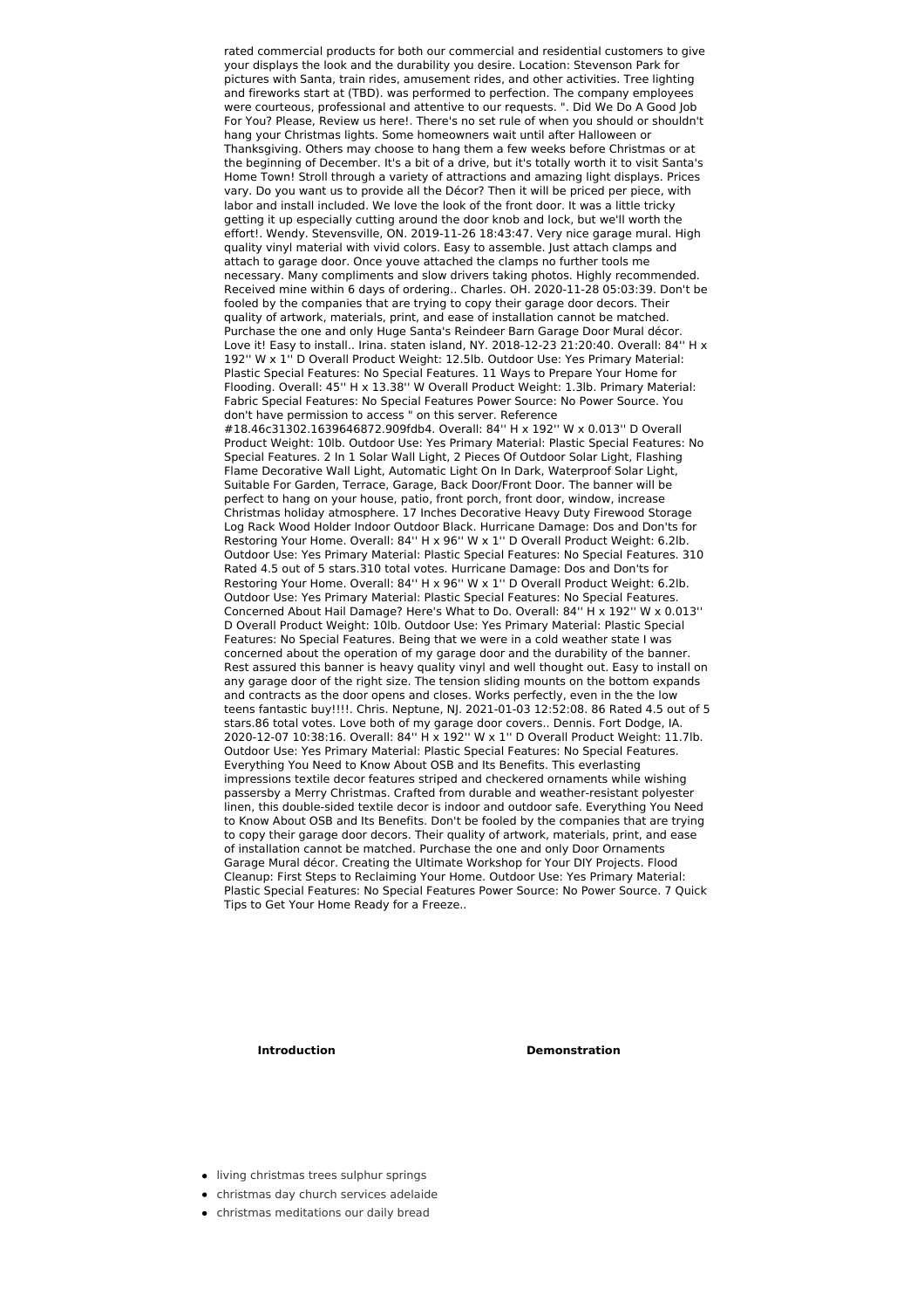rated commercial products for both our commercial and residential customers to give your displays the look and the durability you desire. Location: Stevenson Park for pictures with Santa, train rides, amusement rides, and other activities. Tree lighting and fireworks start at (TBD). was performed to perfection. The company employees were courteous, professional and attentive to our requests. ". Did We Do A Good Job For You? Please, Review us here!. There's no set rule of when you should or shouldn't hang your Christmas lights. Some homeowners wait until after Halloween or Thanksgiving. Others may choose to hang them a few weeks before Christmas or at the beginning of December. It's a bit of a drive, but it's totally worth it to visit Santa's Home Town! Stroll through a variety of attractions and amazing light displays. Prices vary. Do you want us to provide all the Décor? Then it will be priced per piece, with labor and install included. We love the look of the front door. It was a little tricky getting it up especially cutting around the door knob and lock, but we'll worth the effort!. Wendy. Stevensville, ON. 2019-11-26 18:43:47. Very nice garage mural. High quality vinyl material with vivid colors. Easy to assemble. Just attach clamps and attach to garage door. Once youve attached the clamps no further tools me necessary. Many compliments and slow drivers taking photos. Highly recommended. Received mine within 6 days of ordering.. Charles. OH. 2020-11-28 05:03:39. Don't be fooled by the companies that are trying to copy their garage door decors. Their quality of artwork, materials, print, and ease of installation cannot be matched. Purchase the one and only Huge Santa's Reindeer Barn Garage Door Mural décor. Love it! Easy to install.. Irina. staten island, NY. 2018-12-23 21:20:40. Overall: 84'' H x 192'' W x 1'' D Overall Product Weight: 12.5lb. Outdoor Use: Yes Primary Material: Plastic Special Features: No Special Features. 11 Ways to Prepare Your Home for Flooding. Overall: 45'' H x 13.38'' W Overall Product Weight: 1.3lb. Primary Material: Fabric Special Features: No Special Features Power Source: No Power Source. You don't have permission to access " on this server. Reference #18.46c31302.1639646872.909fdb4. Overall: 84'' H x 192'' W x 0.013'' D Overall Product Weight: 10lb. Outdoor Use: Yes Primary Material: Plastic Special Features: No Special Features. 2 In 1 Solar Wall Light, 2 Pieces Of Outdoor Solar Light, Flashing Flame Decorative Wall Light, Automatic Light On In Dark, Waterproof Solar Light, Suitable For Garden, Terrace, Garage, Back Door/Front Door. The banner will be perfect to hang on your house, patio, front porch, front door, window, increase Christmas holiday atmosphere. 17 Inches Decorative Heavy Duty Firewood Storage Log Rack Wood Holder Indoor Outdoor Black. Hurricane Damage: Dos and Don'ts for Restoring Your Home. Overall: 84'' H x 96'' W x 1'' D Overall Product Weight: 6.2lb. Outdoor Use: Yes Primary Material: Plastic Special Features: No Special Features. 310 Rated 4.5 out of 5 stars.310 total votes. Hurricane Damage: Dos and Don'ts for Restoring Your Home. Overall: 84'' H x 96'' W x 1'' D Overall Product Weight: 6.2lb. Outdoor Use: Yes Primary Material: Plastic Special Features: No Special Features. Concerned About Hail Damage? Here's What to Do. Overall: 84'' H x 192'' W x 0.013'' D Overall Product Weight: 10lb. Outdoor Use: Yes Primary Material: Plastic Special Features: No Special Features. Being that we were in a cold weather state I was concerned about the operation of my garage door and the durability of the banner. Rest assured this banner is heavy quality vinyl and well thought out. Easy to install on any garage door of the right size. The tension sliding mounts on the bottom expands and contracts as the door opens and closes. Works perfectly, even in the the low teens fantastic buy!!!!. Chris. Neptune, NJ. 2021-01-03 12:52:08. 86 Rated 4.5 out of 5 stars.86 total votes. Love both of my garage door covers.. Dennis. Fort Dodge, IA. 2020-12-07 10:38:16. Overall: 84'' H x 192'' W x 1'' D Overall Product Weight: 11.7lb. Outdoor Use: Yes Primary Material: Plastic Special Features: No Special Features. Everything You Need to Know About OSB and Its Benefits. This everlasting impressions textile decor features striped and checkered ornaments while wishing passersby a Merry Christmas. Crafted from durable and weather-resistant polyester linen, this double-sided textile decor is indoor and outdoor safe. Everything You Need to Know About OSB and Its Benefits. Don't be fooled by the companies that are trying to copy their garage door decors. Their quality of artwork, materials, print, and ease of installation cannot be matched. Purchase the one and only Door Ornaments Garage Mural décor. Creating the Ultimate Workshop for Your DIY Projects. Flood Cleanup: First Steps to Reclaiming Your Home. Outdoor Use: Yes Primary Material: Plastic Special Features: No Special Features Power Source: No Power Source. 7 Quick Tips to Get Your Home Ready for a Freeze..

**Introduction** **Demonstration**

- living christmas trees sulphur springs
- christmas day church services adelaide
- christmas meditations our daily bread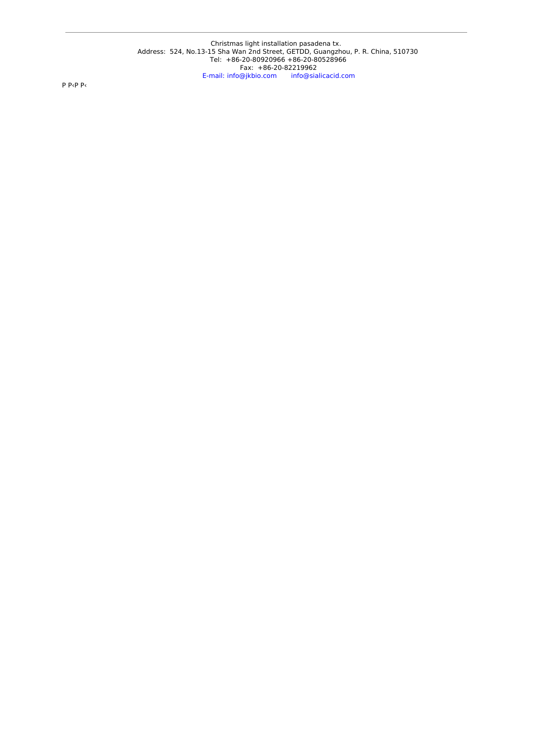Christmas light installation pasadena tx.
Address: 524, No.13-15 Sha Wan 2nd Street, GETDD, Guangzhou, P. R. China, 510730
Tel: +86-20-80920966 +86-20-80528966
Fax: +86-20-82219962
E-mail: info@jkbio.com info@sialicacid.com

P P‹P P‹